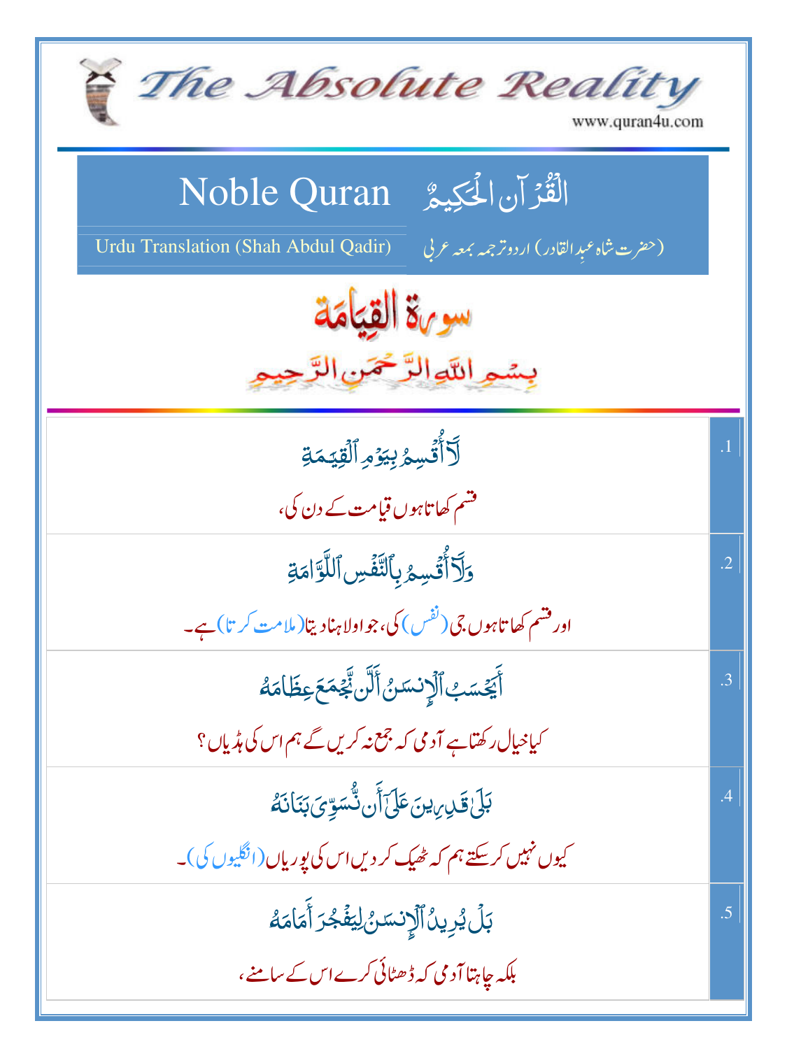# The Absolute Reality

www.quran4u.com

## Noble Quran — الْقُرْآنُ الْحَكِيمُ

Urdu Translation (Shah Abdul Qadir) — (حضرت شاہ عبدِالقادر) اردو ترجمہ بمعہ عربی

## سورۃ القِیامَة

بِسْمِ اللّٰهِ الرَّحْمٰنِ الرَّحِيْمِ

| | |
|---|---|
| لَآ أُقۡسِمُ بِيَوۡمِ ٱلۡقِيَٰمَةِ<br>قسم کھاتا ہوں قیامت کے دن کی، | .1 |
| وَلَآ أُقۡسِمُ بِٱلنَّفۡسِ ٱللَّوَّامَةِ<br>اور قسم کھاتا ہوں جی (نفس) کی، جو اولاہنا دیتا (ملامت کرتا) ہے۔ | .2 |
| أَيَحۡسَبُ ٱلۡإِنسَٰنُ أَلَّن نَّجۡمَعَ عِظَامَهُۥ<br>کیا خیال رکھتا ہے آدمی کہ جمع نہ کریں گے ہم اس کی ہڈیاں؟ | .3 |
| بَلَىٰ قَٰدِرِينَ عَلَىٰٓ أَن نُّسَوِّيَ بَنَانَهُۥ<br>کیوں نہیں کر سکتے ہم کہ ٹھیک کر دیں اس کی پوریاں (انگلیوں کی)۔ | .4 |
| بَلۡ يُرِيدُ ٱلۡإِنسَٰنُ لِيَفۡجُرَ أَمَامَهُۥ<br>بلکہ چاہتا آدمی کہ ڈھٹائی کرے اس کے سامنے، | .5 |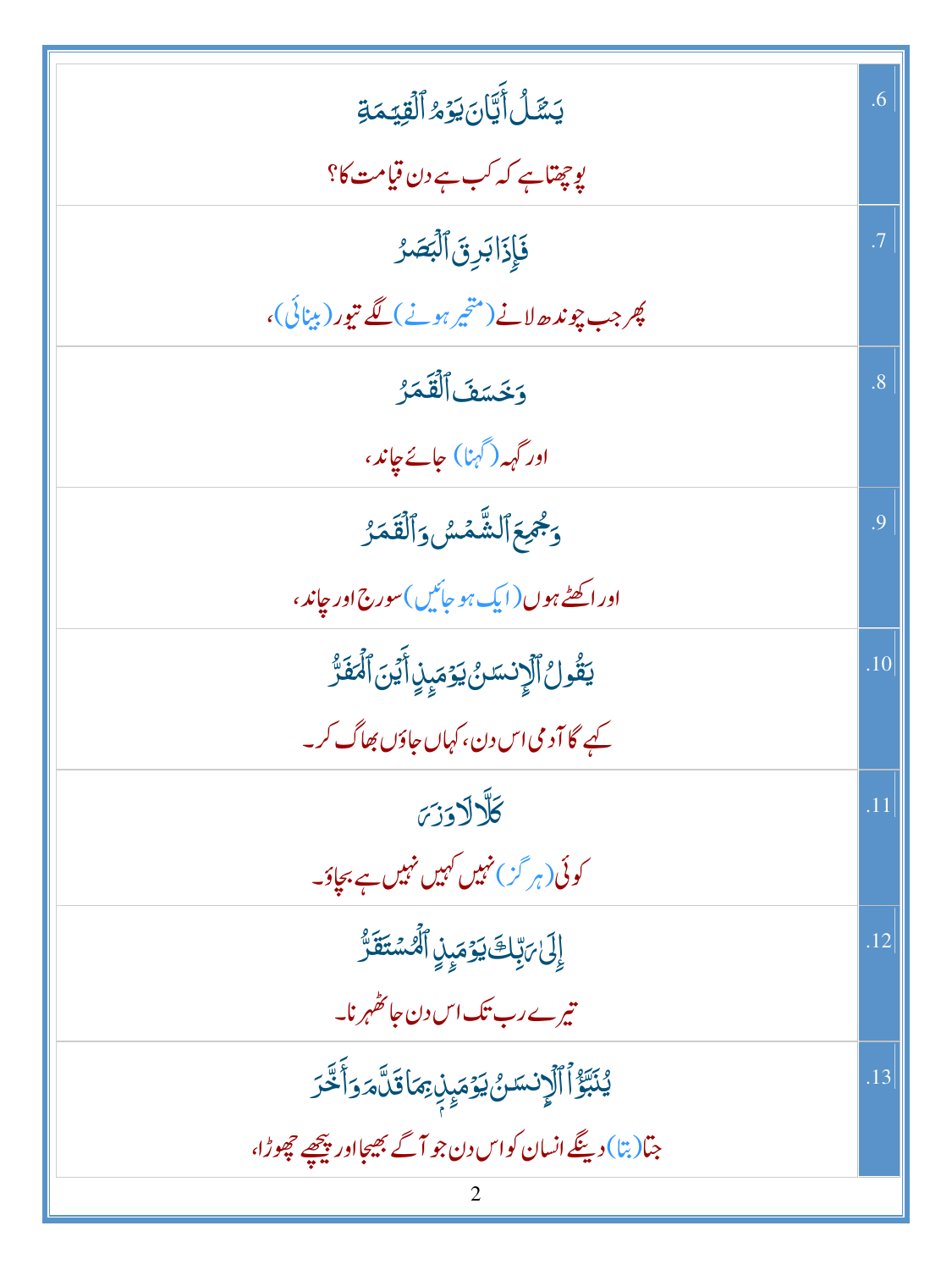| | |
|---|---|
| يَسْـَٔلُ أَيَّانَ يَوْمُ ٱلْقِيَـٰمَةِ<br>پوچھتا ہے کہ کب ہے دن قیامت کا؟ | .6 |
| فَإِذَا بَرِقَ ٱلْبَصَرُ<br>پھر جب چوندھ لانے (متحیر ہونے) لگے تیور (بینائی)، | .7 |
| وَخَسَفَ ٱلْقَمَرُ<br>اور گہہ (گہنا) جائے چاند، | .8 |
| وَجُمِعَ ٱلشَّمْسُ وَٱلْقَمَرُ<br>اور اکھٹے ہوں (ایک ہو جائیں) سورج اور چاند، | .9 |
| يَقُولُ ٱلْإِنسَـٰنُ يَوْمَئِذٍ أَيْنَ ٱلْمَفَرُّ<br>کہے گا آدمی اس دن، کہاں جاؤں بھاگ کر۔ | .10 |
| كَلَّا لَا وَزَرَ<br>کوئی (ہرگز) نہیں کہیں نہیں ہے بچاؤ۔ | .11 |
| إِلَىٰ رَبِّكَ يَوْمَئِذٍ ٱلْمُسْتَقَرُّ<br>تیرے رب تک اس دن جا ٹھہرنا۔ | .12 |
| يُنَبَّؤُا۟ ٱلْإِنسَـٰنُ يَوْمَئِذٍۭ بِمَا قَدَّمَ وَأَخَّرَ<br>جتا (بتا) دینگے انسان کو اس دن جو آگے بھیجا اور پیچھے چھوڑا، | .13 |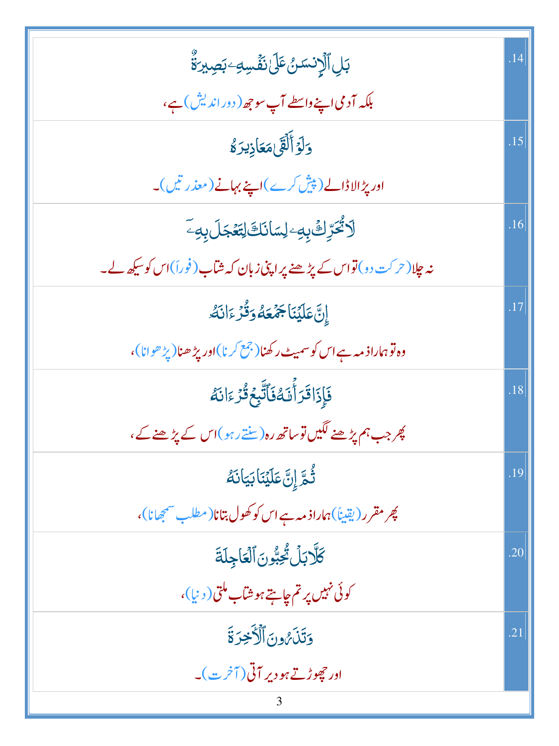| | |
|---|---|
| بَلِ ٱلْإِنسَٰنُ عَلَىٰ نَفْسِهِۦ بَصِيرَةٌ<br>بلکہ آدمی اپنے واسطے آپ سوجھ (دور اندیش) ہے، | .14 |
| وَلَوْ أَلْقَىٰ مَعَاذِيرَهُۥ<br>اور پڑا لا ڈالے (پیش کرے) اپنے بہانے (معذرتیں)۔ | .15 |
| لَا تُحَرِّكْ بِهِۦ لِسَانَكَ لِتَعْجَلَ بِهِۦٓ<br>نہ چلا (حرکت دو) تو اس کے پڑھنے پر اپنی زبان کہ شتاب (فوراً) اس کو سیکھ لے۔ | .16 |
| إِنَّ عَلَيْنَا جَمْعَهُۥ وَقُرْءَانَهُۥ<br>وہ تو ہمارا ذمہ ہے اس کو سمیٹ رکھنا (جمع کرنا) اور پڑھنا (پڑھوانا)، | .17 |
| فَإِذَا قَرَأْنَٰهُ فَٱتَّبِعْ قُرْءَانَهُۥ<br>پھر جب ہم پڑھنے لگیں تو ساتھ رہ (سنتے رہو) اس کے پڑھنے کے، | .18 |
| ثُمَّ إِنَّ عَلَيْنَا بَيَانَهُۥ<br>پھر مقرر (یقیناً) ہمارا ذمہ ہے اس کو کھول بتانا (مطلب سمجھانا)، | .19 |
| كَلَّا بَلْ تُحِبُّونَ ٱلْعَاجِلَةَ<br>کوئی نہیں پر تم چاہتے ہو شتاب ملتی (دنیا)، | .20 |
| وَتَذَرُونَ ٱلْءَاخِرَةَ<br>اور چھوڑتے ہو دیر آتی (آخرت)۔ | .21 |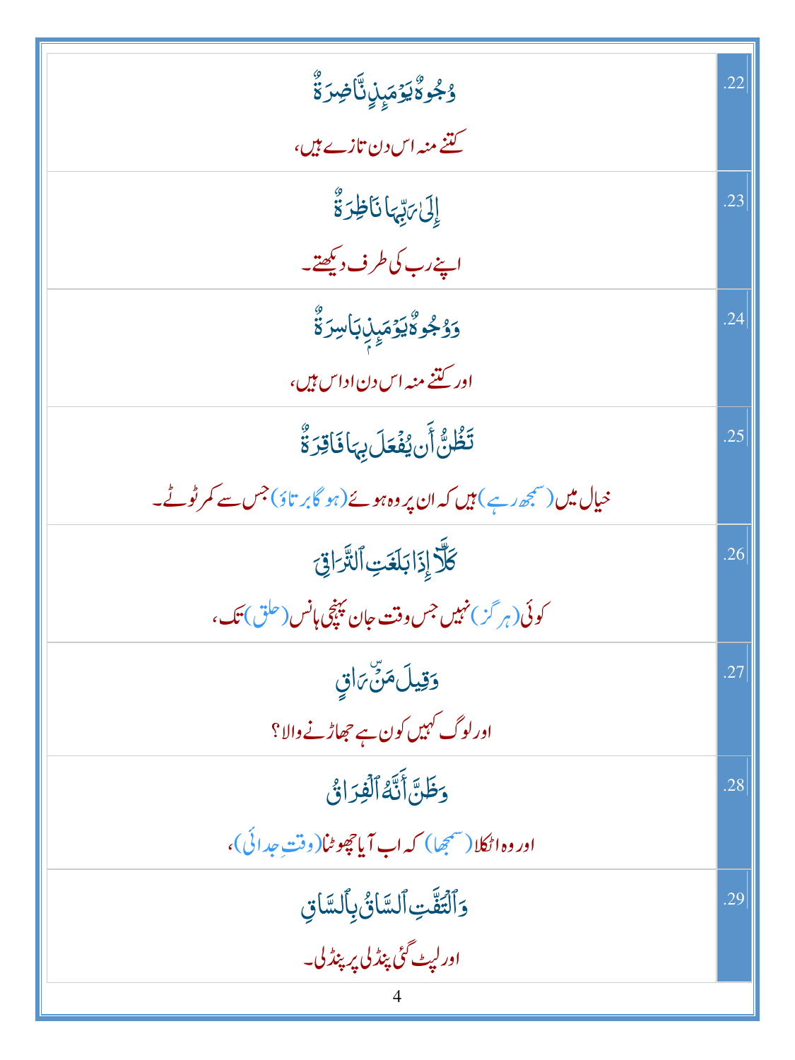| | |
|---|---|
| وُجُوهٌ يَوْمَئِذٍ نَّاضِرَةٌ<br>کتنے منہ اس دن تازے ہیں، | .22 |
| إِلَىٰ رَبِّهَا نَاظِرَةٌ<br>اپنے رب کی طرف دیکھتے۔ | .23 |
| وَوُجُوهٌ يَوْمَئِذٍ بَاسِرَةٌ<br>اور کتنے منہ اس دن اداس ہیں، | .24 |
| تَظُنُّ أَن يُفْعَلَ بِهَا فَاقِرَةٌ<br>خیال میں (سمجھ رہے) ہیں کہ ان پر وہ ہوئے (ہو گا برتاؤ) جس سے کمر ٹوٹے۔ | .25 |
| كَلَّآ إِذَا بَلَغَتِ ٱلتَّرَاقِيَ<br>کوئی (ہرگز) نہیں جس وقت جان پہنچی ہانس (حلق) تک، | .26 |
| وَقِيلَ مَنْ ۜ رَاقٍ<br>اور لوگ کہیں کون ہے جھاڑنے والا؟ | .27 |
| وَظَنَّ أَنَّهُ ٱلْفِرَاقُ<br>اور وہ اٹکلا (سمجھا) کہ اب آیا چھوٹنا (وقتِ جدائی)، | .28 |
| وَٱلْتَفَّتِ ٱلسَّاقُ بِٱلسَّاقِ<br>اور لپٹ گئی پنڈلی پر پنڈلی۔ | .29 |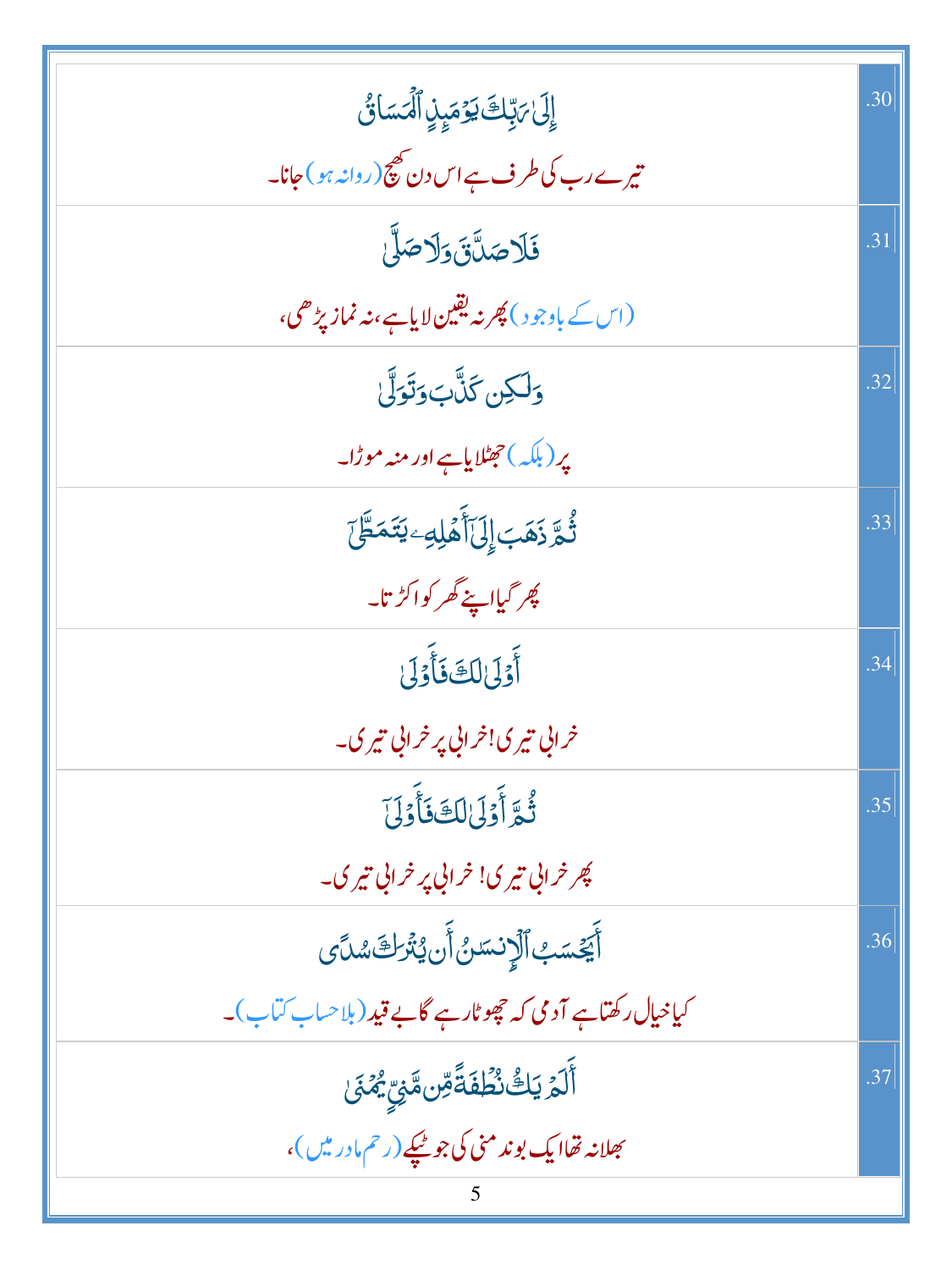| | |
|---|---|
| إِلَىٰ رَبِّكَ يَوْمَئِذٍ ٱلْمَسَاقُ<br>تیرے رب کی طرف ہے اس دن کھچ (روانہ ہو) جانا۔ | .30 |
| فَلَا صَدَّقَ وَلَا صَلَّىٰ<br>(اس کے باوجود) پھر نہ یقین لایا ہے، نہ نماز پڑھی، | .31 |
| وَلَٰكِن كَذَّبَ وَتَوَلَّىٰ<br>پر (بلکہ) جھٹلایا ہے اور منہ موڑا۔ | .32 |
| ثُمَّ ذَهَبَ إِلَىٰٓ أَهْلِهِۦ يَتَمَطَّىٰٓ<br>پھر گیا اپنے گھر کو اکڑتا۔ | .33 |
| أَوْلَىٰ لَكَ فَأَوْلَىٰ<br>خرابی تیری! خرابی پر خرابی تیری۔ | .34 |
| ثُمَّ أَوْلَىٰ لَكَ فَأَوْلَىٰٓ<br>پھر خرابی تیری! خرابی پر خرابی تیری۔ | .35 |
| أَيَحْسَبُ ٱلْإِنسَٰنُ أَن يُتْرَكَ سُدًى<br>کیا خیال رکھتا ہے آدمی کہ چھوٹا رہے گا بے قید (بلا حساب کتاب)۔ | .36 |
| أَلَمْ يَكُ نُطْفَةً مِّن مَّنِيٍّ يُمْنَىٰ<br>بھلا نہ تھا ایک بوند منی کی جو ٹپکے (رحم مادر میں)، | .37 |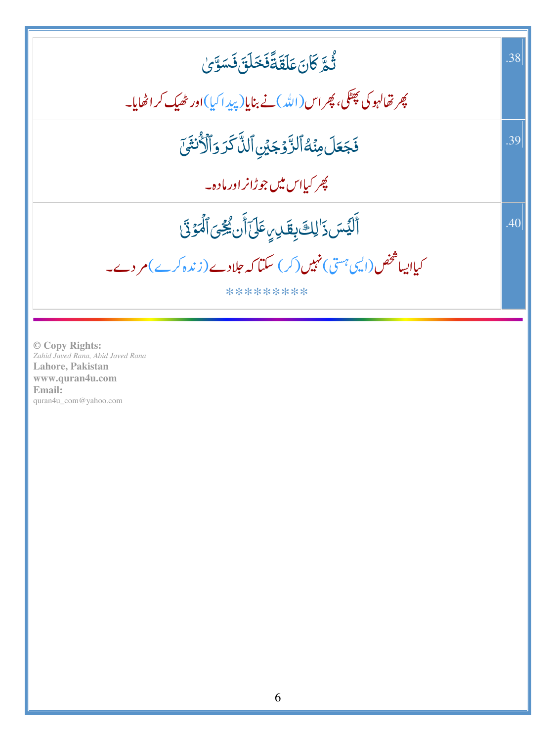| | |
|---|---|
| ثُمَّ كَانَ عَلَقَةً فَخَلَقَ فَسَوَّىٰ<br><br>پھر تھا لہو کی پھٹکی، پھر اس (اللہ) نے بنایا (پیدا کیا) اور ٹھیک کر اٹھایا۔ | .38 |
| فَجَعَلَ مِنْهُ ٱلزَّوْجَيْنِ ٱلذَّكَرَ وَٱلْأُنثَىٰٓ<br><br>پھر کیا اس میں جوڑا نر اور مادہ۔ | .39 |
| أَلَيْسَ ذَٰلِكَ بِقَٰدِرٍ عَلَىٰٓ أَن يُحْـِۧىَ ٱلْمَوْتَىٰ<br><br>کیا ایسا شخص (ایسی ہستی) نہیں (کر) سکتا کہ جلا دے (زندہ کرے) مردے۔<br><br>********* | .40 |

© Copy Rights:
*Zahid Javed Rana, Abid Javed Rana*
**Lahore, Pakistan**
**www.quran4u.com**
**Email:**
quran4u_com@yahoo.com